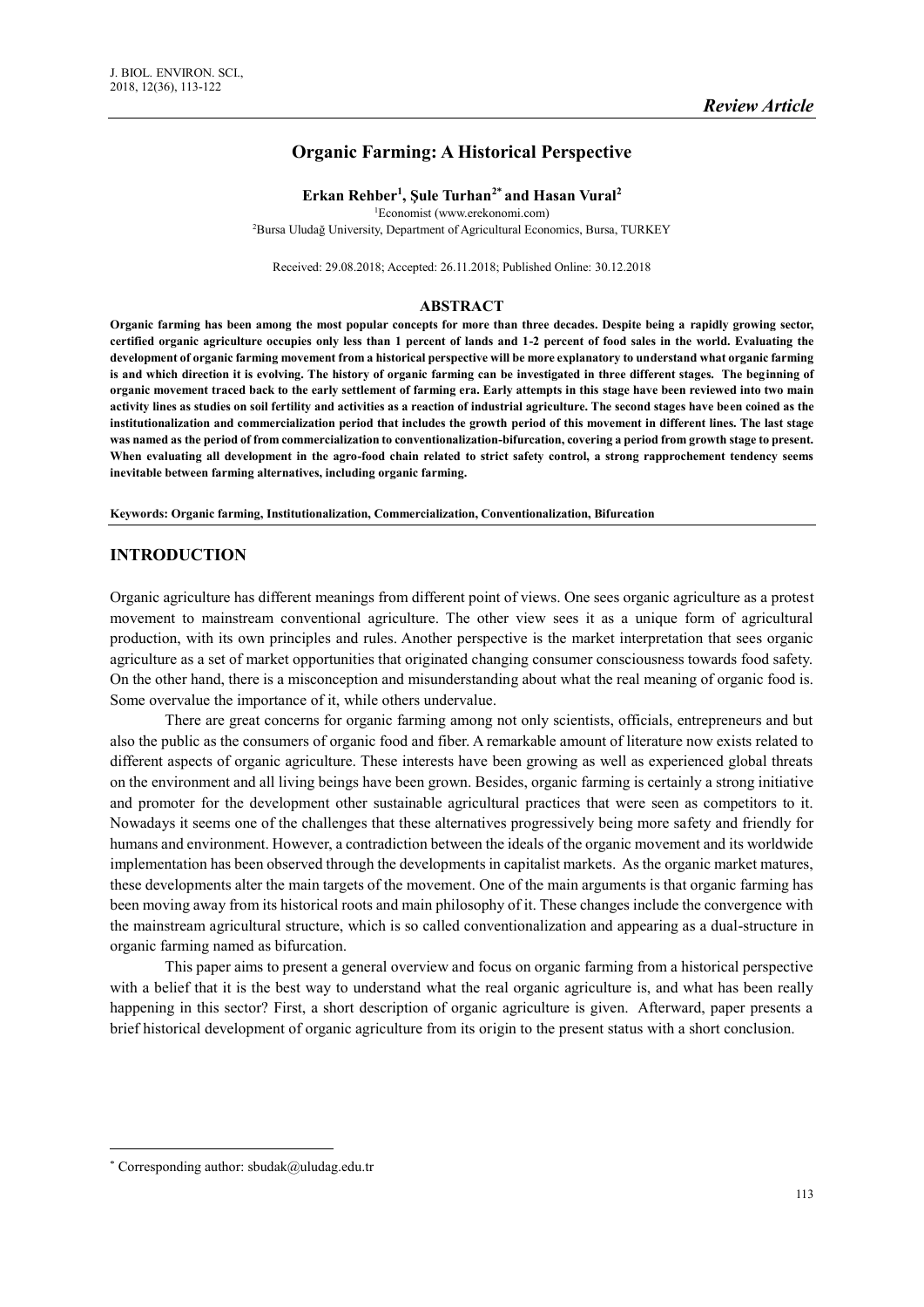*Review Article*

# Organic Farming: A Historical Perspective

**Erkan Rehber[1], Şule Turhan[2*] and Hasan Vural[2]**

[1]Economist (www.erekonomi.com)
[2]Bursa Uludağ University, Department of Agricultural Economics, Bursa, TURKEY

Received: 29.08.2018; Accepted: 26.11.2018; Published Online: 30.12.2018

## ABSTRACT

**Organic farming has been among the most popular concepts for more than three decades. Despite being a rapidly growing sector, certified organic agriculture occupies only less than 1 percent of lands and 1-2 percent of food sales in the world. Evaluating the development of organic farming movement from a historical perspective will be more explanatory to understand what organic farming is and which direction it is evolving. The history of organic farming can be investigated in three different stages. The beginning of organic movement traced back to the early settlement of farming era. Early attempts in this stage have been reviewed into two main activity lines as studies on soil fertility and activities as a reaction of industrial agriculture. The second stages have been coined as the institutionalization and commercialization period that includes the growth period of this movement in different lines. The last stage was named as the period of from commercialization to conventionalization-bifurcation, covering a period from growth stage to present. When evaluating all development in the agro-food chain related to strict safety control, a strong rapprochement tendency seems inevitable between farming alternatives, including organic farming.**

**Keywords: Organic farming, Institutionalization, Commercialization, Conventionalization, Bifurcation**

## INTRODUCTION

Organic agriculture has different meanings from different point of views. One sees organic agriculture as a protest movement to mainstream conventional agriculture. The other view sees it as a unique form of agricultural production, with its own principles and rules. Another perspective is the market interpretation that sees organic agriculture as a set of market opportunities that originated changing consumer consciousness towards food safety. On the other hand, there is a misconception and misunderstanding about what the real meaning of organic food is. Some overvalue the importance of it, while others undervalue.

There are great concerns for organic farming among not only scientists, officials, entrepreneurs and but also the public as the consumers of organic food and fiber. A remarkable amount of literature now exists related to different aspects of organic agriculture. These interests have been growing as well as experienced global threats on the environment and all living beings have been grown. Besides, organic farming is certainly a strong initiative and promoter for the development other sustainable agricultural practices that were seen as competitors to it. Nowadays it seems one of the challenges that these alternatives progressively being more safety and friendly for humans and environment. However, a contradiction between the ideals of the organic movement and its worldwide implementation has been observed through the developments in capitalist markets. As the organic market matures, these developments alter the main targets of the movement. One of the main arguments is that organic farming has been moving away from its historical roots and main philosophy of it. These changes include the convergence with the mainstream agricultural structure, which is so called conventionalization and appearing as a dual-structure in organic farming named as bifurcation.

This paper aims to present a general overview and focus on organic farming from a historical perspective with a belief that it is the best way to understand what the real organic agriculture is, and what has been really happening in this sector? First, a short description of organic agriculture is given. Afterward, paper presents a brief historical development of organic agriculture from its origin to the present status with a short conclusion.

[*] Corresponding author: sbudak@uludag.edu.tr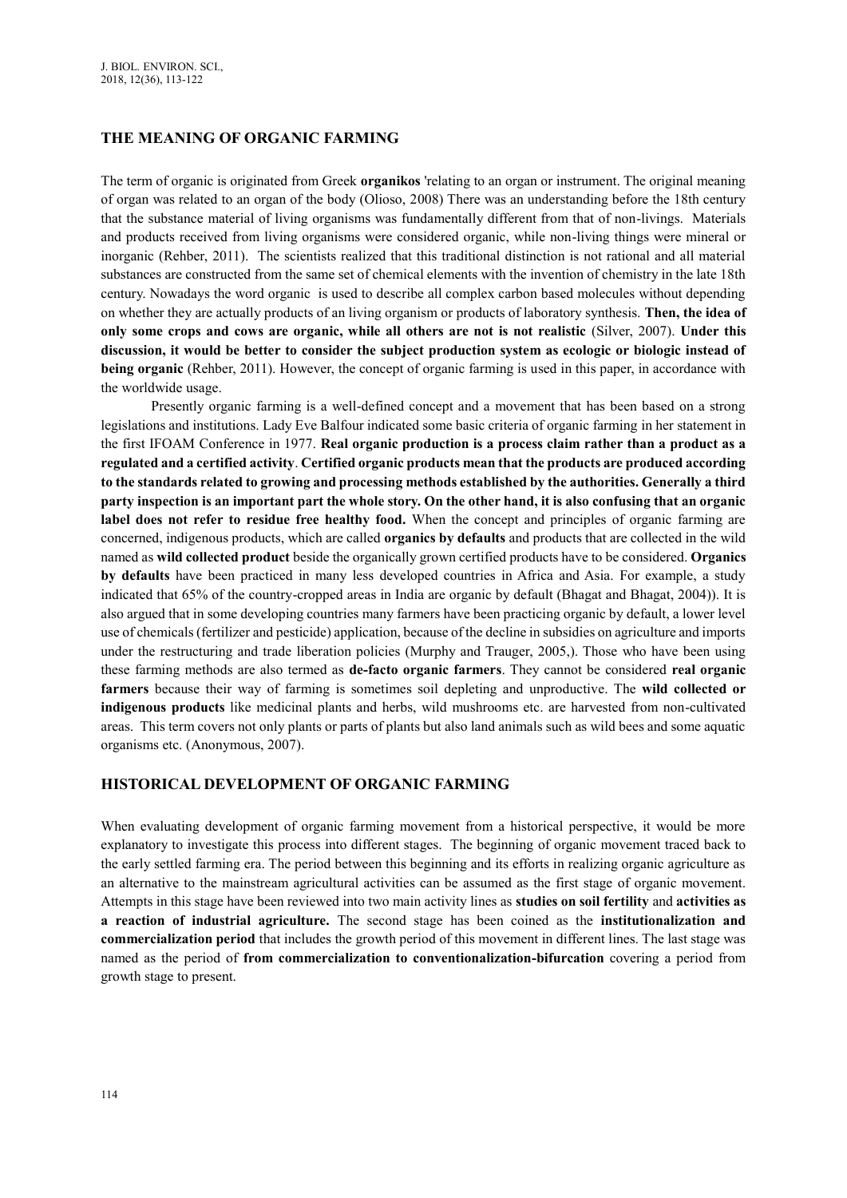## THE MEANING OF ORGANIC FARMING

The term of organic is originated from Greek **organikos** 'relating to an organ or instrument. The original meaning of organ was related to an organ of the body (Olioso, 2008) There was an understanding before the 18th century that the substance material of living organisms was fundamentally different from that of non-livings. Materials and products received from living organisms were considered organic, while non-living things were mineral or inorganic (Rehber, 2011). The scientists realized that this traditional distinction is not rational and all material substances are constructed from the same set of chemical elements with the invention of chemistry in the late 18th century. Nowadays the word organic is used to describe all complex carbon based molecules without depending on whether they are actually products of an living organism or products of laboratory synthesis. **Then, the idea of only some crops and cows are organic, while all others are not is not realistic** (Silver, 2007). **Under this discussion, it would be better to consider the subject production system as ecologic or biologic instead of being organic** (Rehber, 2011). However, the concept of organic farming is used in this paper, in accordance with the worldwide usage.

Presently organic farming is a well-defined concept and a movement that has been based on a strong legislations and institutions. Lady Eve Balfour indicated some basic criteria of organic farming in her statement in the first IFOAM Conference in 1977. **Real organic production is a process claim rather than a product as a regulated and a certified activity**. **Certified organic products mean that the products are produced according to the standards related to growing and processing methods established by the authorities. Generally a third party inspection is an important part the whole story. On the other hand, it is also confusing that an organic label does not refer to residue free healthy food.** When the concept and principles of organic farming are concerned, indigenous products, which are called **organics by defaults** and products that are collected in the wild named as **wild collected product** beside the organically grown certified products have to be considered. **Organics by defaults** have been practiced in many less developed countries in Africa and Asia. For example, a study indicated that 65% of the country-cropped areas in India are organic by default (Bhagat and Bhagat, 2004)). It is also argued that in some developing countries many farmers have been practicing organic by default, a lower level use of chemicals (fertilizer and pesticide) application, because of the decline in subsidies on agriculture and imports under the restructuring and trade liberation policies (Murphy and Trauger, 2005,). Those who have been using these farming methods are also termed as **de-facto organic farmers**. They cannot be considered **real organic farmers** because their way of farming is sometimes soil depleting and unproductive. The **wild collected or indigenous products** like medicinal plants and herbs, wild mushrooms etc. are harvested from non-cultivated areas. This term covers not only plants or parts of plants but also land animals such as wild bees and some aquatic organisms etc. (Anonymous, 2007).

## HISTORICAL DEVELOPMENT OF ORGANIC FARMING

When evaluating development of organic farming movement from a historical perspective, it would be more explanatory to investigate this process into different stages. The beginning of organic movement traced back to the early settled farming era. The period between this beginning and its efforts in realizing organic agriculture as an alternative to the mainstream agricultural activities can be assumed as the first stage of organic movement. Attempts in this stage have been reviewed into two main activity lines as **studies on soil fertility** and **activities as a reaction of industrial agriculture.** The second stage has been coined as the **institutionalization and commercialization period** that includes the growth period of this movement in different lines. The last stage was named as the period of **from commercialization to conventionalization-bifurcation** covering a period from growth stage to present.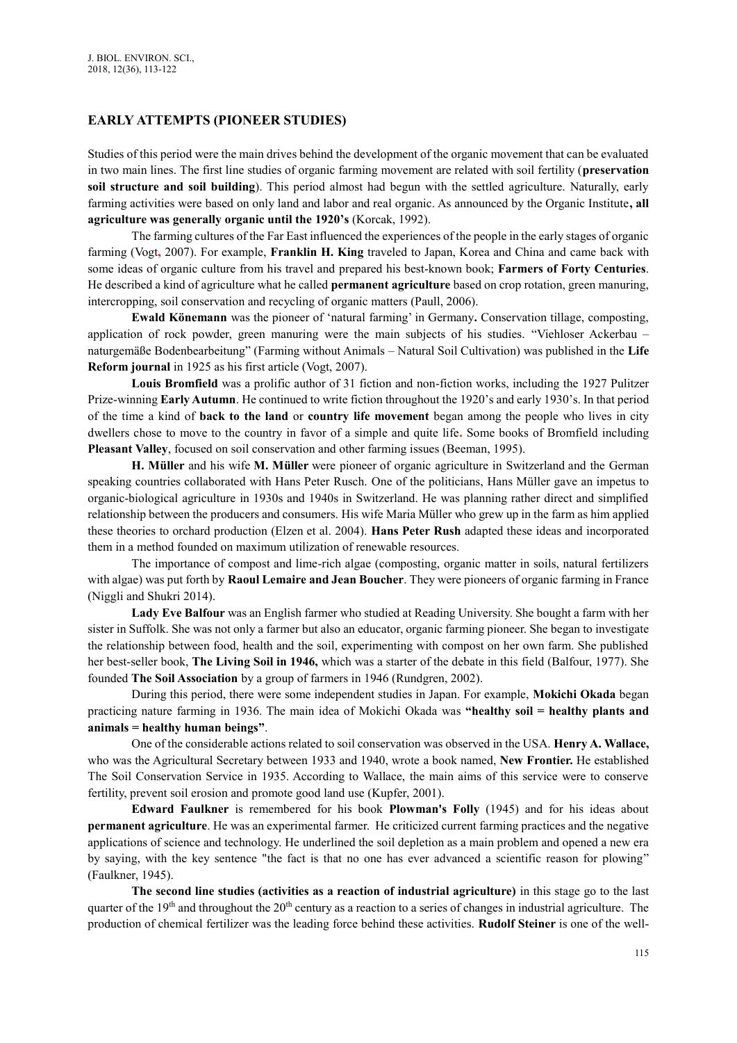## EARLY ATTEMPTS (PIONEER STUDIES)

Studies of this period were the main drives behind the development of the organic movement that can be evaluated in two main lines. The first line studies of organic farming movement are related with soil fertility (**preservation soil structure and soil building**). This period almost had begun with the settled agriculture. Naturally, early farming activities were based on only land and labor and real organic. As announced by the Organic Institute**, all agriculture was generally organic until the 1920's** (Korcak, 1992).

The farming cultures of the Far East influenced the experiences of the people in the early stages of organic farming (Vogt, 2007). For example, **Franklin H. King** traveled to Japan, Korea and China and came back with some ideas of organic culture from his travel and prepared his best-known book; **Farmers of Forty Centuries**. He described a kind of agriculture what he called **permanent agriculture** based on crop rotation, green manuring, intercropping, soil conservation and recycling of organic matters (Paull, 2006).

**Ewald Könemann** was the pioneer of 'natural farming' in Germany**.** Conservation tillage, composting, application of rock powder, green manuring were the main subjects of his studies. "Viehloser Ackerbau – naturgemäße Bodenbearbeitung" (Farming without Animals – Natural Soil Cultivation) was published in the **Life Reform journal** in 1925 as his first article (Vogt, 2007).

**Louis Bromfield** was a prolific author of 31 fiction and non-fiction works, including the 1927 Pulitzer Prize-winning **Early Autumn**. He continued to write fiction throughout the 1920's and early 1930's. In that period of the time a kind of **back to the land** or **country life movement** began among the people who lives in city dwellers chose to move to the country in favor of a simple and quite life**.** Some books of Bromfield including **Pleasant Valley**, focused on soil conservation and other farming issues (Beeman, 1995).

**H. Müller** and his wife **M. Müller** were pioneer of organic agriculture in Switzerland and the German speaking countries collaborated with Hans Peter Rusch. One of the politicians, Hans Müller gave an impetus to organic-biological agriculture in 1930s and 1940s in Switzerland. He was planning rather direct and simplified relationship between the producers and consumers. His wife Maria Müller who grew up in the farm as him applied these theories to orchard production (Elzen et al. 2004). **Hans Peter Rush** adapted these ideas and incorporated them in a method founded on maximum utilization of renewable resources.

The importance of compost and lime-rich algae (composting, organic matter in soils, natural fertilizers with algae) was put forth by **Raoul Lemaire and Jean Boucher**. They were pioneers of organic farming in France (Niggli and Shukri 2014).

**Lady Eve Balfour** was an English farmer who studied at Reading University. She bought a farm with her sister in Suffolk. She was not only a farmer but also an educator, organic farming pioneer. She began to investigate the relationship between food, health and the soil, experimenting with compost on her own farm. She published her best-seller book, **The Living Soil in 1946,** which was a starter of the debate in this field (Balfour, 1977). She founded **The Soil Association** by a group of farmers in 1946 (Rundgren, 2002).

During this period, there were some independent studies in Japan. For example, **Mokichi Okada** began practicing nature farming in 1936. The main idea of Mokichi Okada was **"healthy soil = healthy plants and animals = healthy human beings"**.

One of the considerable actions related to soil conservation was observed in the USA. **Henry A. Wallace,** who was the Agricultural Secretary between 1933 and 1940, wrote a book named, **New Frontier.** He established The Soil Conservation Service in 1935. According to Wallace, the main aims of this service were to conserve fertility, prevent soil erosion and promote good land use (Kupfer, 2001).

**Edward Faulkner** is remembered for his book **Plowman's Folly** (1945) and for his ideas about **permanent agriculture**. He was an experimental farmer. He criticized current farming practices and the negative applications of science and technology. He underlined the soil depletion as a main problem and opened a new era by saying, with the key sentence "the fact is that no one has ever advanced a scientific reason for plowing" (Faulkner, 1945).

**The second line studies (activities as a reaction of industrial agriculture)** in this stage go to the last quarter of the 19th and throughout the 20th century as a reaction to a series of changes in industrial agriculture. The production of chemical fertilizer was the leading force behind these activities. **Rudolf Steiner** is one of the well-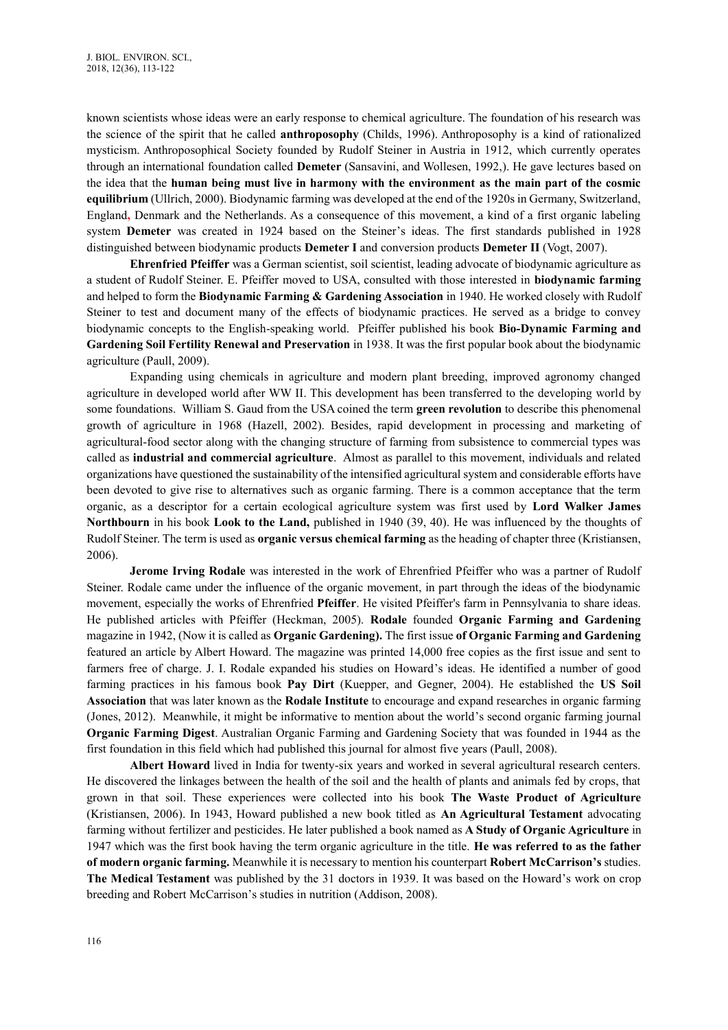known scientists whose ideas were an early response to chemical agriculture. The foundation of his research was the science of the spirit that he called **anthroposophy** (Childs, 1996). Anthroposophy is a kind of rationalized mysticism. Anthroposophical Society founded by Rudolf Steiner in Austria in 1912, which currently operates through an international foundation called **Demeter** (Sansavini, and Wollesen, 1992,). He gave lectures based on the idea that the **human being must live in harmony with the environment as the main part of the cosmic equilibrium** (Ullrich, 2000). Biodynamic farming was developed at the end of the 1920s in Germany, Switzerland, England, Denmark and the Netherlands. As a consequence of this movement, a kind of a first organic labeling system **Demeter** was created in 1924 based on the Steiner's ideas. The first standards published in 1928 distinguished between biodynamic products **Demeter I** and conversion products **Demeter II** (Vogt, 2007).

**Ehrenfried Pfeiffer** was a German scientist, soil scientist, leading advocate of biodynamic agriculture as a student of Rudolf Steiner. E. Pfeiffer moved to USA, consulted with those interested in **biodynamic farming** and helped to form the **Biodynamic Farming & Gardening Association** in 1940. He worked closely with Rudolf Steiner to test and document many of the effects of biodynamic practices. He served as a bridge to convey biodynamic concepts to the English-speaking world. Pfeiffer published his book **Bio-Dynamic Farming and Gardening Soil Fertility Renewal and Preservation** in 1938. It was the first popular book about the biodynamic agriculture (Paull, 2009).

Expanding using chemicals in agriculture and modern plant breeding, improved agronomy changed agriculture in developed world after WW II. This development has been transferred to the developing world by some foundations. William S. Gaud from the USA coined the term **green revolution** to describe this phenomenal growth of agriculture in 1968 (Hazell, 2002). Besides, rapid development in processing and marketing of agricultural-food sector along with the changing structure of farming from subsistence to commercial types was called as **industrial and commercial agriculture**. Almost as parallel to this movement, individuals and related organizations have questioned the sustainability of the intensified agricultural system and considerable efforts have been devoted to give rise to alternatives such as organic farming. There is a common acceptance that the term organic, as a descriptor for a certain ecological agriculture system was first used by **Lord Walker James Northbourn** in his book **Look to the Land,** published in 1940 (39, 40). He was influenced by the thoughts of Rudolf Steiner. The term is used as **organic versus chemical farming** as the heading of chapter three (Kristiansen, 2006).

**Jerome Irving Rodale** was interested in the work of Ehrenfried Pfeiffer who was a partner of Rudolf Steiner. Rodale came under the influence of the organic movement, in part through the ideas of the biodynamic movement, especially the works of Ehrenfried **Pfeiffer**. He visited Pfeiffer's farm in Pennsylvania to share ideas. He published articles with Pfeiffer (Heckman, 2005). **Rodale** founded **Organic Farming and Gardening** magazine in 1942, (Now it is called as **Organic Gardening).** The first issue **of Organic Farming and Gardening** featured an article by Albert Howard. The magazine was printed 14,000 free copies as the first issue and sent to farmers free of charge. J. I. Rodale expanded his studies on Howard's ideas. He identified a number of good farming practices in his famous book **Pay Dirt** (Kuepper, and Gegner, 2004). He established the **US Soil Association** that was later known as the **Rodale Institute** to encourage and expand researches in organic farming (Jones, 2012). Meanwhile, it might be informative to mention about the world's second organic farming journal **Organic Farming Digest**. Australian Organic Farming and Gardening Society that was founded in 1944 as the first foundation in this field which had published this journal for almost five years (Paull, 2008).

**Albert Howard** lived in India for twenty-six years and worked in several agricultural research centers. He discovered the linkages between the health of the soil and the health of plants and animals fed by crops, that grown in that soil. These experiences were collected into his book **The Waste Product of Agriculture** (Kristiansen, 2006). In 1943, Howard published a new book titled as **An Agricultural Testament** advocating farming without fertilizer and pesticides. He later published a book named as **A Study of Organic Agriculture** in 1947 which was the first book having the term organic agriculture in the title. **He was referred to as the father of modern organic farming.** Meanwhile it is necessary to mention his counterpart **Robert McCarrison's** studies. **The Medical Testament** was published by the 31 doctors in 1939. It was based on the Howard's work on crop breeding and Robert McCarrison's studies in nutrition (Addison, 2008).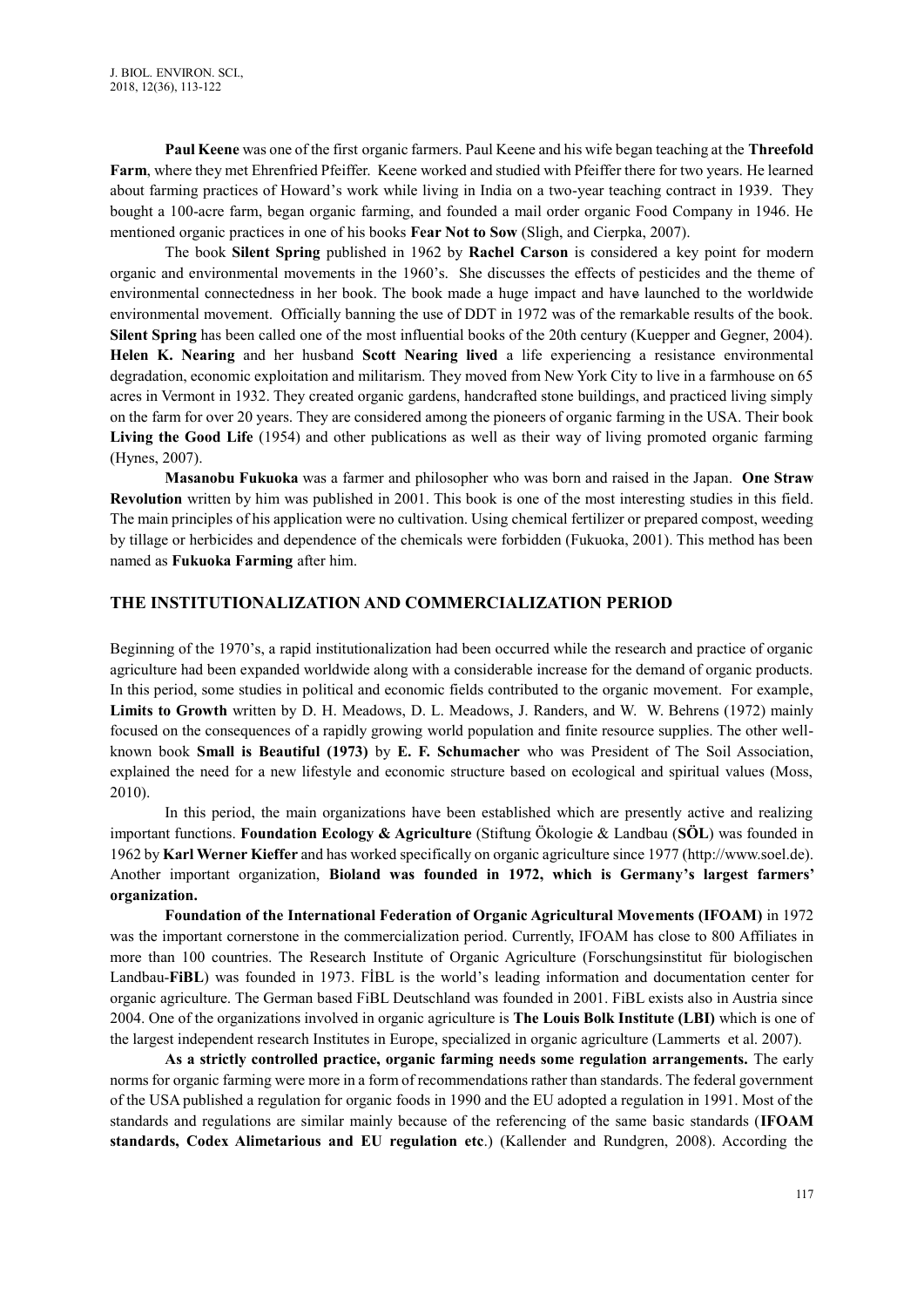**Paul Keene** was one of the first organic farmers. Paul Keene and his wife began teaching at the **Threefold Farm**, where they met Ehrenfried Pfeiffer. Keene worked and studied with Pfeiffer there for two years. He learned about farming practices of Howard's work while living in India on a two-year teaching contract in 1939. They bought a 100-acre farm, began organic farming, and founded a mail order organic Food Company in 1946. He mentioned organic practices in one of his books **Fear Not to Sow** (Sligh, and Cierpka, 2007).

The book **Silent Spring** published in 1962 by **Rachel Carson** is considered a key point for modern organic and environmental movements in the 1960's. She discusses the effects of pesticides and the theme of environmental connectedness in her book. The book made a huge impact and have launched to the worldwide environmental movement. Officially banning the use of DDT in 1972 was of the remarkable results of the book. **Silent Spring** has been called one of the most influential books of the 20th century (Kuepper and Gegner, 2004). **Helen K. Nearing** and her husband **Scott Nearing lived** a life experiencing a resistance environmental degradation, economic exploitation and militarism. They moved from New York City to live in a farmhouse on 65 acres in Vermont in 1932. They created organic gardens, handcrafted stone buildings, and practiced living simply on the farm for over 20 years. They are considered among the pioneers of organic farming in the USA. Their book **Living the Good Life** (1954) and other publications as well as their way of living promoted organic farming (Hynes, 2007).

**Masanobu Fukuoka** was a farmer and philosopher who was born and raised in the Japan. **One Straw Revolution** written by him was published in 2001. This book is one of the most interesting studies in this field. The main principles of his application were no cultivation. Using chemical fertilizer or prepared compost, weeding by tillage or herbicides and dependence of the chemicals were forbidden (Fukuoka, 2001). This method has been named as **Fukuoka Farming** after him.

## THE INSTITUTIONALIZATION AND COMMERCIALIZATION PERIOD

Beginning of the 1970's, a rapid institutionalization had been occurred while the research and practice of organic agriculture had been expanded worldwide along with a considerable increase for the demand of organic products. In this period, some studies in political and economic fields contributed to the organic movement. For example, **Limits to Growth** written by D. H. Meadows, D. L. Meadows, J. Randers, and W. W. Behrens (1972) mainly focused on the consequences of a rapidly growing world population and finite resource supplies. The other well-known book **Small is Beautiful (1973)** by **E. F. Schumacher** who was President of The Soil Association, explained the need for a new lifestyle and economic structure based on ecological and spiritual values (Moss, 2010).

In this period, the main organizations have been established which are presently active and realizing important functions. **Foundation Ecology & Agriculture** (Stiftung Ökologie & Landbau (**SÖL**) was founded in 1962 by **Karl Werner Kieffer** and has worked specifically on organic agriculture since 1977 (http://www.soel.de). Another important organization, **Bioland was founded in 1972, which is Germany's largest farmers' organization.**

**Foundation of the International Federation of Organic Agricultural Movements (IFOAM)** in 1972 was the important cornerstone in the commercialization period. Currently, IFOAM has close to 800 Affiliates in more than 100 countries. The Research Institute of Organic Agriculture (Forschungsinstitut für biologischen Landbau-**FiBL**) was founded in 1973. FİBL is the world's leading information and documentation center for organic agriculture. The German based FiBL Deutschland was founded in 2001. FiBL exists also in Austria since 2004. One of the organizations involved in organic agriculture is **The Louis Bolk Institute (LBI)** which is one of the largest independent research Institutes in Europe, specialized in organic agriculture (Lammerts et al. 2007).

**As a strictly controlled practice, organic farming needs some regulation arrangements.** The early norms for organic farming were more in a form of recommendations rather than standards. The federal government of the USA published a regulation for organic foods in 1990 and the EU adopted a regulation in 1991. Most of the standards and regulations are similar mainly because of the referencing of the same basic standards (**IFOAM standards, Codex Alimetarious and EU regulation etc**.) (Kallender and Rundgren, 2008). According the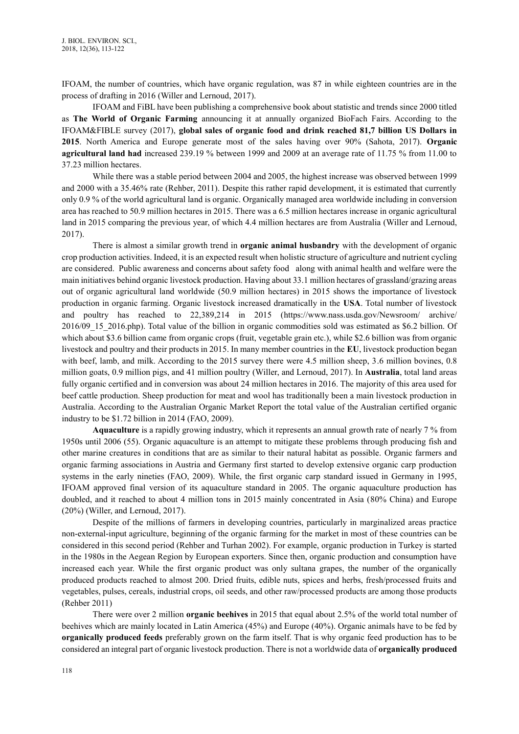IFOAM, the number of countries, which have organic regulation, was 87 in while eighteen countries are in the process of drafting in 2016 (Willer and Lernoud, 2017).

IFOAM and FiBL have been publishing a comprehensive book about statistic and trends since 2000 titled as **The World of Organic Farming** announcing it at annually organized BioFach Fairs. According to the IFOAM&FIBLE survey (2017), **global sales of organic food and drink reached 81,7 billion US Dollars in 2015**. North America and Europe generate most of the sales having over 90% (Sahota, 2017). **Organic agricultural land had** increased 239.19 % between 1999 and 2009 at an average rate of 11.75 % from 11.00 to 37.23 million hectares.

While there was a stable period between 2004 and 2005, the highest increase was observed between 1999 and 2000 with a 35.46% rate (Rehber, 2011). Despite this rather rapid development, it is estimated that currently only 0.9 % of the world agricultural land is organic. Organically managed area worldwide including in conversion area has reached to 50.9 million hectares in 2015. There was a 6.5 million hectares increase in organic agricultural land in 2015 comparing the previous year, of which 4.4 million hectares are from Australia (Willer and Lernoud, 2017).

There is almost a similar growth trend in **organic animal husbandry** with the development of organic crop production activities. Indeed, it is an expected result when holistic structure of agriculture and nutrient cycling are considered. Public awareness and concerns about safety food along with animal health and welfare were the main initiatives behind organic livestock production. Having about 33.1 million hectares of grassland/grazing areas out of organic agricultural land worldwide (50.9 million hectares) in 2015 shows the importance of livestock production in organic farming. Organic livestock increased dramatically in the **USA**. Total number of livestock and poultry has reached to 22,389,214 in 2015 (https://www.nass.usda.gov/Newsroom/ archive/ 2016/09_15_2016.php). Total value of the billion in organic commodities sold was estimated as $6.2 billion. Of which about $3.6 billion came from organic crops (fruit, vegetable grain etc.), while $2.6 billion was from organic livestock and poultry and their products in 2015. In many member countries in the **EU**, livestock production began with beef, lamb, and milk. According to the 2015 survey there were 4.5 million sheep, 3.6 million bovines, 0.8 million goats, 0.9 million pigs, and 41 million poultry (Willer, and Lernoud, 2017). In **Australia**, total land areas fully organic certified and in conversion was about 24 million hectares in 2016. The majority of this area used for beef cattle production. Sheep production for meat and wool has traditionally been a main livestock production in Australia. According to the Australian Organic Market Report the total value of the Australian certified organic industry to be $1.72 billion in 2014 (FAO, 2009).

**Aquaculture** is a rapidly growing industry, which it represents an annual growth rate of nearly 7 % from 1950s until 2006 (55). Organic aquaculture is an attempt to mitigate these problems through producing fish and other marine creatures in conditions that are as similar to their natural habitat as possible. Organic farmers and organic farming associations in Austria and Germany first started to develop extensive organic carp production systems in the early nineties (FAO, 2009). While, the first organic carp standard issued in Germany in 1995, IFOAM approved final version of its aquaculture standard in 2005. The organic aquaculture production has doubled, and it reached to about 4 million tons in 2015 mainly concentrated in Asia (80% China) and Europe (20%) (Willer, and Lernoud, 2017).

Despite of the millions of farmers in developing countries, particularly in marginalized areas practice non-external-input agriculture, beginning of the organic farming for the market in most of these countries can be considered in this second period (Rehber and Turhan 2002). For example, organic production in Turkey is started in the 1980s in the Aegean Region by European exporters. Since then, organic production and consumption have increased each year. While the first organic product was only sultana grapes, the number of the organically produced products reached to almost 200. Dried fruits, edible nuts, spices and herbs, fresh/processed fruits and vegetables, pulses, cereals, industrial crops, oil seeds, and other raw/processed products are among those products (Rehber 2011)

There were over 2 million **organic beehives** in 2015 that equal about 2.5% of the world total number of beehives which are mainly located in Latin America (45%) and Europe (40%). Organic animals have to be fed by **organically produced feeds** preferably grown on the farm itself. That is why organic feed production has to be considered an integral part of organic livestock production. There is not a worldwide data of **organically produced**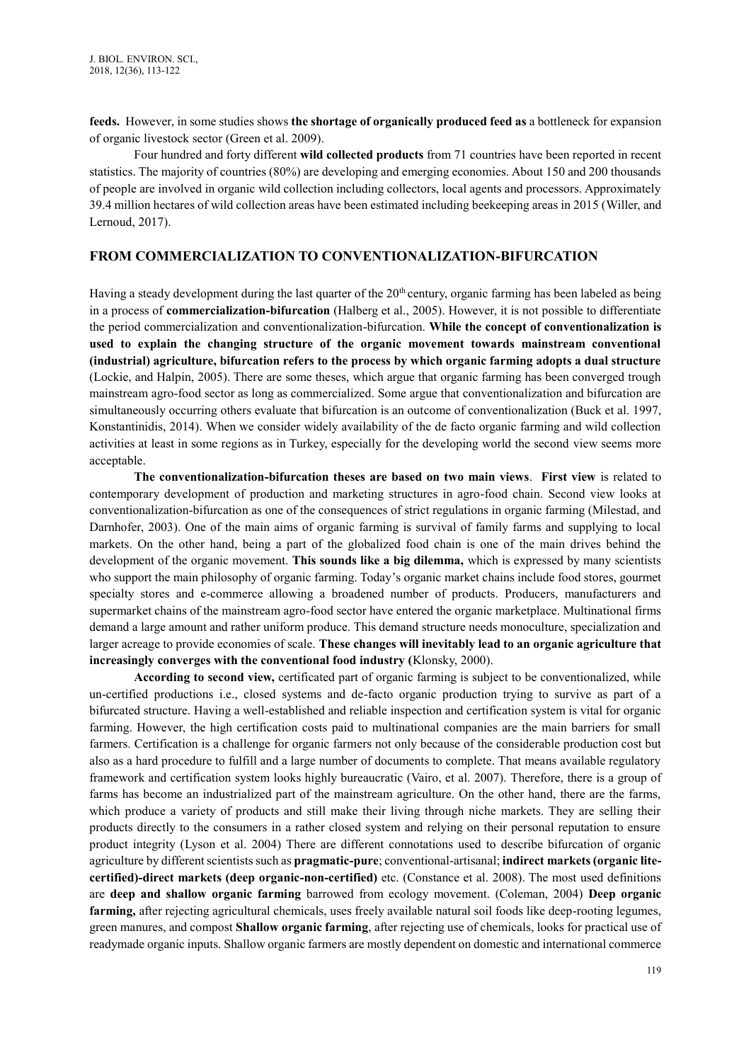**feeds.** However, in some studies shows **the shortage of organically produced feed as** a bottleneck for expansion of organic livestock sector (Green et al. 2009).

Four hundred and forty different **wild collected products** from 71 countries have been reported in recent statistics. The majority of countries (80%) are developing and emerging economies. About 150 and 200 thousands of people are involved in organic wild collection including collectors, local agents and processors. Approximately 39.4 million hectares of wild collection areas have been estimated including beekeeping areas in 2015 (Willer, and Lernoud, 2017).

## FROM COMMERCIALIZATION TO CONVENTIONALIZATION-BIFURCATION

Having a steady development during the last quarter of the 20th century, organic farming has been labeled as being in a process of **commercialization-bifurcation** (Halberg et al., 2005). However, it is not possible to differentiate the period commercialization and conventionalization-bifurcation. **While the concept of conventionalization is used to explain the changing structure of the organic movement towards mainstream conventional (industrial) agriculture, bifurcation refers to the process by which organic farming adopts a dual structure** (Lockie, and Halpin, 2005). There are some theses, which argue that organic farming has been converged trough mainstream agro-food sector as long as commercialized. Some argue that conventionalization and bifurcation are simultaneously occurring others evaluate that bifurcation is an outcome of conventionalization (Buck et al. 1997, Konstantinidis, 2014). When we consider widely availability of the de facto organic farming and wild collection activities at least in some regions as in Turkey, especially for the developing world the second view seems more acceptable.

**The conventionalization-bifurcation theses are based on two main views**. **First view** is related to contemporary development of production and marketing structures in agro-food chain. Second view looks at conventionalization-bifurcation as one of the consequences of strict regulations in organic farming (Milestad, and Darnhofer, 2003). One of the main aims of organic farming is survival of family farms and supplying to local markets. On the other hand, being a part of the globalized food chain is one of the main drives behind the development of the organic movement. **This sounds like a big dilemma,** which is expressed by many scientists who support the main philosophy of organic farming. Today's organic market chains include food stores, gourmet specialty stores and e-commerce allowing a broadened number of products. Producers, manufacturers and supermarket chains of the mainstream agro-food sector have entered the organic marketplace. Multinational firms demand a large amount and rather uniform produce. This demand structure needs monoculture, specialization and larger acreage to provide economies of scale. **These changes will inevitably lead to an organic agriculture that increasingly converges with the conventional food industry (**Klonsky, 2000).

**According to second view,** certificated part of organic farming is subject to be conventionalized, while un-certified productions i.e., closed systems and de-facto organic production trying to survive as part of a bifurcated structure. Having a well-established and reliable inspection and certification system is vital for organic farming. However, the high certification costs paid to multinational companies are the main barriers for small farmers. Certification is a challenge for organic farmers not only because of the considerable production cost but also as a hard procedure to fulfill and a large number of documents to complete. That means available regulatory framework and certification system looks highly bureaucratic (Vairo, et al. 2007). Therefore, there is a group of farms has become an industrialized part of the mainstream agriculture. On the other hand, there are the farms, which produce a variety of products and still make their living through niche markets. They are selling their products directly to the consumers in a rather closed system and relying on their personal reputation to ensure product integrity (Lyson et al. 2004) There are different connotations used to describe bifurcation of organic agriculture by different scientists such as **pragmatic-pure**; conventional-artisanal; **indirect markets (organic lite-certified)-direct markets (deep organic-non-certified)** etc. (Constance et al. 2008). The most used definitions are **deep and shallow organic farming** barrowed from ecology movement. (Coleman, 2004) **Deep organic farming,** after rejecting agricultural chemicals, uses freely available natural soil foods like deep-rooting legumes, green manures, and compost **Shallow organic farming**, after rejecting use of chemicals, looks for practical use of readymade organic inputs. Shallow organic farmers are mostly dependent on domestic and international commerce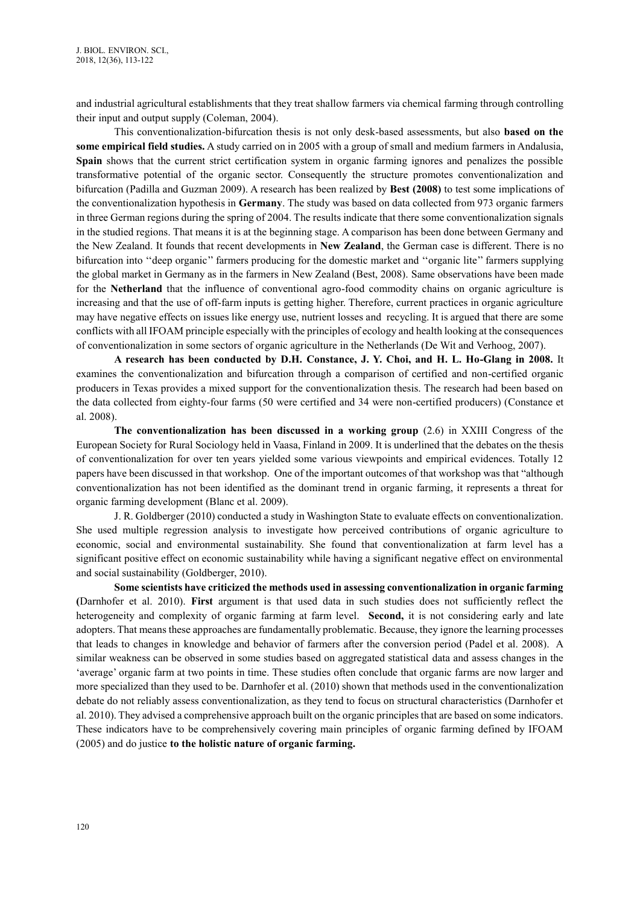and industrial agricultural establishments that they treat shallow farmers via chemical farming through controlling their input and output supply (Coleman, 2004).

This conventionalization-bifurcation thesis is not only desk-based assessments, but also **based on the some empirical field studies.** A study carried on in 2005 with a group of small and medium farmers in Andalusia, **Spain** shows that the current strict certification system in organic farming ignores and penalizes the possible transformative potential of the organic sector. Consequently the structure promotes conventionalization and bifurcation (Padilla and Guzman 2009). A research has been realized by **Best (2008)** to test some implications of the conventionalization hypothesis in **Germany**. The study was based on data collected from 973 organic farmers in three German regions during the spring of 2004. The results indicate that there some conventionalization signals in the studied regions. That means it is at the beginning stage. A comparison has been done between Germany and the New Zealand. It founds that recent developments in **New Zealand**, the German case is different. There is no bifurcation into ''deep organic'' farmers producing for the domestic market and ''organic lite'' farmers supplying the global market in Germany as in the farmers in New Zealand (Best, 2008). Same observations have been made for the **Netherland** that the influence of conventional agro-food commodity chains on organic agriculture is increasing and that the use of off-farm inputs is getting higher. Therefore, current practices in organic agriculture may have negative effects on issues like energy use, nutrient losses and recycling. It is argued that there are some conflicts with all IFOAM principle especially with the principles of ecology and health looking at the consequences of conventionalization in some sectors of organic agriculture in the Netherlands (De Wit and Verhoog, 2007).

**A research has been conducted by D.H. Constance, J. Y. Choi, and H. L. Ho-Glang in 2008.** It examines the conventionalization and bifurcation through a comparison of certified and non-certified organic producers in Texas provides a mixed support for the conventionalization thesis. The research had been based on the data collected from eighty-four farms (50 were certified and 34 were non-certified producers) (Constance et al. 2008).

**The conventionalization has been discussed in a working group** (2.6) in XXIII Congress of the European Society for Rural Sociology held in Vaasa, Finland in 2009. It is underlined that the debates on the thesis of conventionalization for over ten years yielded some various viewpoints and empirical evidences. Totally 12 papers have been discussed in that workshop. One of the important outcomes of that workshop was that "although conventionalization has not been identified as the dominant trend in organic farming, it represents a threat for organic farming development (Blanc et al. 2009).

J. R. Goldberger (2010) conducted a study in Washington State to evaluate effects on conventionalization. She used multiple regression analysis to investigate how perceived contributions of organic agriculture to economic, social and environmental sustainability. She found that conventionalization at farm level has a significant positive effect on economic sustainability while having a significant negative effect on environmental and social sustainability (Goldberger, 2010).

**Some scientists have criticized the methods used in assessing conventionalization in organic farming (**Darnhofer et al. 2010). **First** argument is that used data in such studies does not sufficiently reflect the heterogeneity and complexity of organic farming at farm level. **Second,** it is not considering early and late adopters. That means these approaches are fundamentally problematic. Because, they ignore the learning processes that leads to changes in knowledge and behavior of farmers after the conversion period (Padel et al. 2008). A similar weakness can be observed in some studies based on aggregated statistical data and assess changes in the 'average' organic farm at two points in time. These studies often conclude that organic farms are now larger and more specialized than they used to be. Darnhofer et al. (2010) shown that methods used in the conventionalization debate do not reliably assess conventionalization, as they tend to focus on structural characteristics (Darnhofer et al. 2010). They advised a comprehensive approach built on the organic principles that are based on some indicators. These indicators have to be comprehensively covering main principles of organic farming defined by IFOAM (2005) and do justice **to the holistic nature of organic farming.**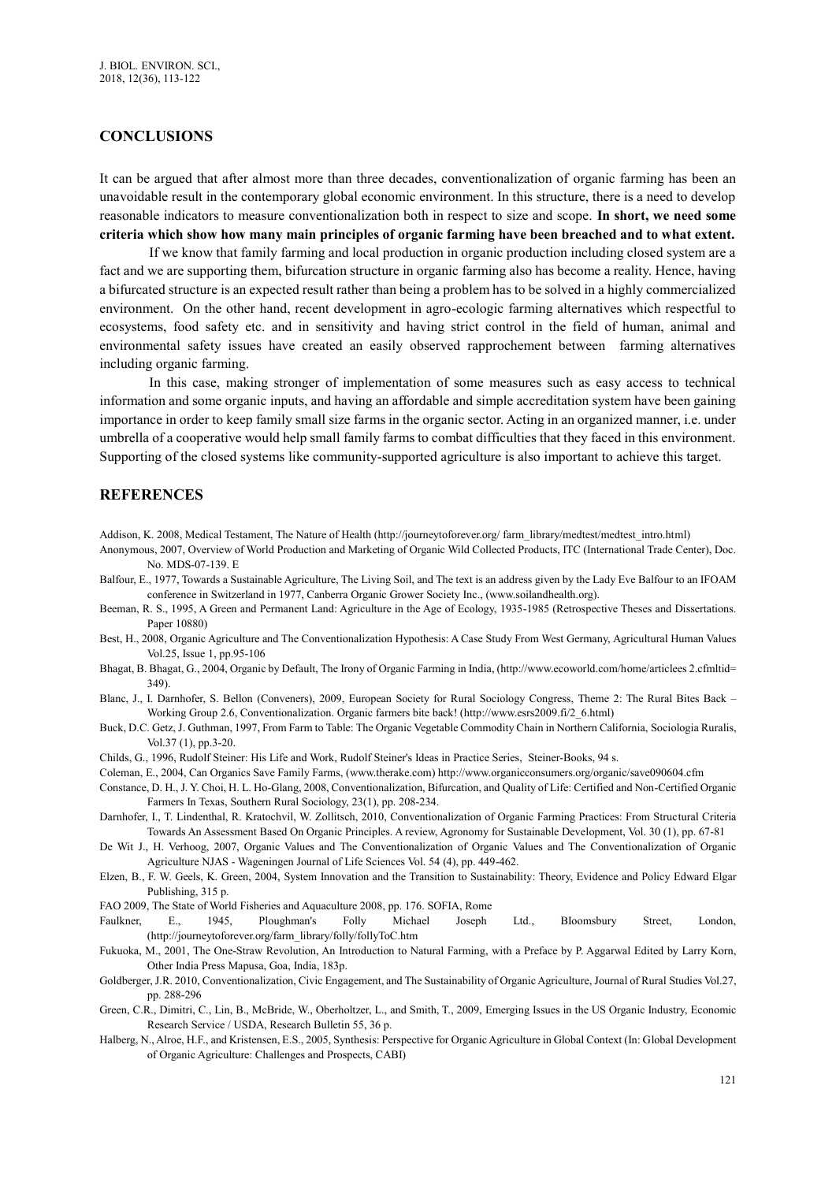## CONCLUSIONS

It can be argued that after almost more than three decades, conventionalization of organic farming has been an unavoidable result in the contemporary global economic environment. In this structure, there is a need to develop reasonable indicators to measure conventionalization both in respect to size and scope. **In short, we need some criteria which show how many main principles of organic farming have been breached and to what extent.**

If we know that family farming and local production in organic production including closed system are a fact and we are supporting them, bifurcation structure in organic farming also has become a reality. Hence, having a bifurcated structure is an expected result rather than being a problem has to be solved in a highly commercialized environment. On the other hand, recent development in agro-ecologic farming alternatives which respectful to ecosystems, food safety etc. and in sensitivity and having strict control in the field of human, animal and environmental safety issues have created an easily observed rapprochement between farming alternatives including organic farming.

In this case, making stronger of implementation of some measures such as easy access to technical information and some organic inputs, and having an affordable and simple accreditation system have been gaining importance in order to keep family small size farms in the organic sector. Acting in an organized manner, i.e. under umbrella of a cooperative would help small family farms to combat difficulties that they faced in this environment. Supporting of the closed systems like community-supported agriculture is also important to achieve this target.

## REFERENCES

Addison, K. 2008, Medical Testament, The Nature of Health (http://journeytoforever.org/ farm_library/medtest/medtest_intro.html)

Anonymous, 2007, Overview of World Production and Marketing of Organic Wild Collected Products, ITC (International Trade Center), Doc. No. MDS-07-139. E

Balfour, E., 1977, Towards a Sustainable Agriculture, The Living Soil, and The text is an address given by the Lady Eve Balfour to an IFOAM conference in Switzerland in 1977, Canberra Organic Grower Society Inc., (www.soilandhealth.org).

Beeman, R. S., 1995, A Green and Permanent Land: Agriculture in the Age of Ecology, 1935-1985 (Retrospective Theses and Dissertations. Paper 10880)

Best, H., 2008, Organic Agriculture and The Conventionalization Hypothesis: A Case Study From West Germany, Agricultural Human Values Vol.25, Issue 1, pp.95-106

Bhagat, B. Bhagat, G., 2004, Organic by Default, The Irony of Organic Farming in India, (http://www.ecoworld.com/home/articlees 2.cfmltid= 349).

Blanc, J., I. Darnhofer, S. Bellon (Conveners), 2009, European Society for Rural Sociology Congress, Theme 2: The Rural Bites Back – Working Group 2.6, Conventionalization. Organic farmers bite back! (http://www.esrs2009.fi/2_6.html)

Buck, D.C. Getz, J. Guthman, 1997, From Farm to Table: The Organic Vegetable Commodity Chain in Northern California, Sociologia Ruralis, Vol.37 (1), pp.3-20.

Childs, G., 1996, Rudolf Steiner: His Life and Work, Rudolf Steiner's Ideas in Practice Series, Steiner-Books, 94 s.

Coleman, E., 2004, Can Organics Save Family Farms, (www.therake.com) http://www.organicconsumers.org/organic/save090604.cfm

Constance, D. H., J. Y. Choi, H. L. Ho-Glang, 2008, Conventionalization, Bifurcation, and Quality of Life: Certified and Non-Certified Organic Farmers In Texas, Southern Rural Sociology, 23(1), pp. 208-234.

Darnhofer, I., T. Lindenthal, R. Kratochvil, W. Zollitsch, 2010, Conventionalization of Organic Farming Practices: From Structural Criteria Towards An Assessment Based On Organic Principles. A review, Agronomy for Sustainable Development, Vol. 30 (1), pp. 67-81

De Wit J., H. Verhoog, 2007, Organic Values and The Conventionalization of Organic Values and The Conventionalization of Organic Agriculture NJAS - Wageningen Journal of Life Sciences Vol. 54 (4), pp. 449-462.

Elzen, B., F. W. Geels, K. Green, 2004, System Innovation and the Transition to Sustainability: Theory, Evidence and Policy Edward Elgar Publishing, 315 p.

FAO 2009, The State of World Fisheries and Aquaculture 2008, pp. 176. SOFIA, Rome

Faulkner, E., 1945, Ploughman's Folly Michael Joseph Ltd., Bloomsbury Street, London, (http://journeytoforever.org/farm_library/folly/follyToC.htm

Fukuoka, M., 2001, The One-Straw Revolution, An Introduction to Natural Farming, with a Preface by P. Aggarwal Edited by Larry Korn, Other India Press Mapusa, Goa, India, 183p.

Goldberger, J.R. 2010, Conventionalization, Civic Engagement, and The Sustainability of Organic Agriculture, Journal of Rural Studies Vol.27, pp. 288-296

Green, C.R., Dimitri, C., Lin, B., McBride, W., Oberholtzer, L., and Smith, T., 2009, Emerging Issues in the US Organic Industry, Economic Research Service / USDA, Research Bulletin 55, 36 p.

Halberg, N., Alroe, H.F., and Kristensen, E.S., 2005, Synthesis: Perspective for Organic Agriculture in Global Context (In: Global Development of Organic Agriculture: Challenges and Prospects, CABI)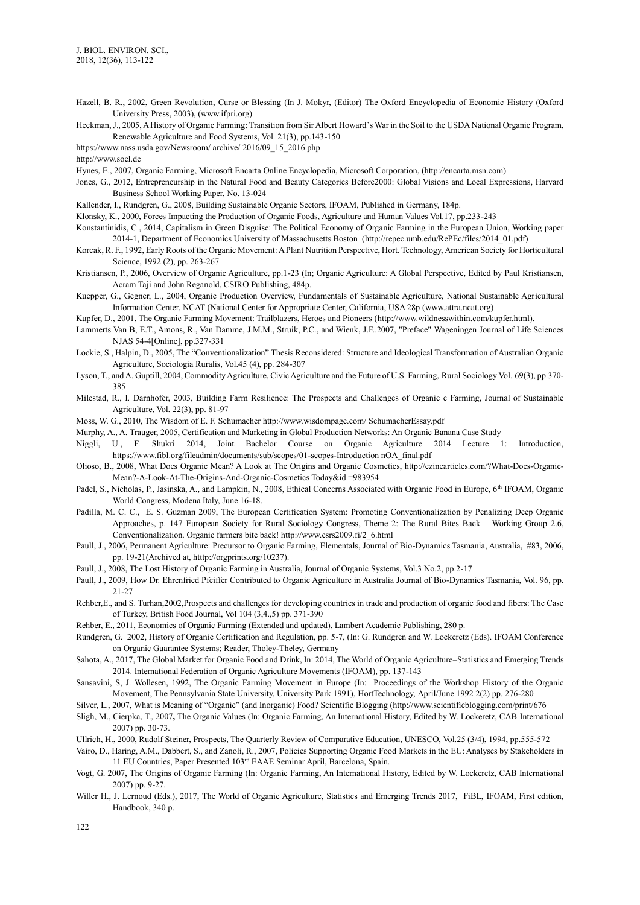Hazell, B. R., 2002, Green Revolution, Curse or Blessing (In J. Mokyr, (Editor) The Oxford Encyclopedia of Economic History (Oxford University Press, 2003), (www.ifpri.org)

Heckman, J., 2005, A History of Organic Farming: Transition from Sir Albert Howard's War in the Soil to the USDA National Organic Program, Renewable Agriculture and Food Systems, Vol. 21(3), pp.143-150

https://www.nass.usda.gov/Newsroom/ archive/ 2016/09_15_2016.php

http://www.soel.de

Hynes, E., 2007, Organic Farming, Microsoft Encarta Online Encyclopedia, Microsoft Corporation, (http://encarta.msn.com)

Jones, G., 2012, Entrepreneurship in the Natural Food and Beauty Categories Before2000: Global Visions and Local Expressions, Harvard Business School Working Paper, No. 13-024

Kallender, I., Rundgren, G., 2008, Building Sustainable Organic Sectors, IFOAM, Published in Germany, 184p.

Klonsky, K., 2000, Forces Impacting the Production of Organic Foods, Agriculture and Human Values Vol.17, pp.233-243

Konstantinidis, C., 2014, Capitalism in Green Disguise: The Political Economy of Organic Farming in the European Union, Working paper 2014-1, Department of Economics University of Massachusetts Boston (http://repec.umb.edu/RePEc/files/2014_01.pdf)

Korcak, R. F., 1992, Early Roots of the Organic Movement: A Plant Nutrition Perspective, Hort. Technology, American Society for Horticultural Science, 1992 (2), pp. 263-267

Kristiansen, P., 2006, Overview of Organic Agriculture, pp.1-23 (In; Organic Agriculture: A Global Perspective, Edited by Paul Kristiansen, Acram Taji and John Reganold, CSIRO Publishing, 484p.

Kuepper, G., Gegner, L., 2004, Organic Production Overview, Fundamentals of Sustainable Agriculture, National Sustainable Agricultural Information Center, NCAT (National Center for Appropriate Center, California, USA 28p (www.attra.ncat.org)

Kupfer, D., 2001, The Organic Farming Movement: Trailblazers, Heroes and Pioneers (http://www.wildnesswithin.com/kupfer.html).

Lammerts Van B, E.T., Amons, R., Van Damme, J.M.M., Struik, P.C., and Wienk, J.F..2007, "Preface" Wageningen Journal of Life Sciences NJAS 54-4[Online], pp.327-331

Lockie, S., Halpin, D., 2005, The "Conventionalization" Thesis Reconsidered: Structure and Ideological Transformation of Australian Organic Agriculture, Sociologia Ruralis, Vol.45 (4), pp. 284-307

Lyson, T., and A. Guptill, 2004, Commodity Agriculture, Civic Agriculture and the Future of U.S. Farming, Rural Sociology Vol. 69(3), pp.370-385

Milestad, R., I. Darnhofer, 2003, Building Farm Resilience: The Prospects and Challenges of Organic c Farming, Journal of Sustainable Agriculture, Vol. 22(3), pp. 81-97

Moss, W. G., 2010, The Wisdom of E. F. Schumacher http://www.wisdompage.com/ SchumacherEssay.pdf

Murphy, A., A. Trauger, 2005, Certification and Marketing in Global Production Networks: An Organic Banana Case Study

Niggli, U., F. Shukri 2014, Joint Bachelor Course on Organic Agriculture 2014 Lecture 1: Introduction, https://www.fibl.org/fileadmin/documents/sub/scopes/01-scopes-Introduction nOA_final.pdf

Olioso, B., 2008, What Does Organic Mean? A Look at The Origins and Organic Cosmetics, http://ezinearticles.com/?What-Does-Organic-Mean?-A-Look-At-The-Origins-And-Organic-Cosmetics Today&id =983954

Padel, S., Nicholas, P., Jasinska, A., and Lampkin, N., 2008, Ethical Concerns Associated with Organic Food in Europe, 6th IFOAM, Organic World Congress, Modena Italy, June 16-18.

Padilla, M. C. C., E. S. Guzman 2009, The European Certification System: Promoting Conventionalization by Penalizing Deep Organic Approaches, p. 147 European Society for Rural Sociology Congress, Theme 2: The Rural Bites Back – Working Group 2.6, Conventionalization. Organic farmers bite back! http://www.esrs2009.fi/2_6.html

Paull, J., 2006, Permanent Agriculture: Precursor to Organic Farming, Elementals, Journal of Bio-Dynamics Tasmania, Australia, #83, 2006, pp. 19-21(Archived at, htttp://orgprints.org/10237).

Paull, J., 2008, The Lost History of Organic Farming in Australia, Journal of Organic Systems, Vol.3 No.2, pp.2-17

Paull, J., 2009, How Dr. Ehrenfried Pfeiffer Contributed to Organic Agriculture in Australia Journal of Bio-Dynamics Tasmania, Vol. 96, pp. 21-27

Rehber,E., and S. Turhan,2002,Prospects and challenges for developing countries in trade and production of organic food and fibers: The Case of Turkey, British Food Journal, Vol 104 (3,4.,5) pp. 371-390

Rehber, E., 2011, Economics of Organic Farming (Extended and updated), Lambert Academic Publishing, 280 p.

Rundgren, G. 2002, History of Organic Certification and Regulation, pp. 5-7, (In: G. Rundgren and W. Lockeretz (Eds). IFOAM Conference on Organic Guarantee Systems; Reader, Tholey-Theley, Germany

Sahota, A., 2017, The Global Market for Organic Food and Drink, In: 2014, The World of Organic Agriculture–Statistics and Emerging Trends 2014. International Federation of Organic Agriculture Movements (IFOAM), pp. 137-143

Sansavini, S, J. Wollesen, 1992, The Organic Farming Movement in Europe (In: Proceedings of the Workshop History of the Organic Movement, The Pennsylvania State University, University Park 1991), HortTechnology, April/June 1992 2(2) pp. 276-280

Silver, L., 2007, What is Meaning of "Organic" (and Inorganic) Food? Scientific Blogging (http://www.scientificblogging.com/print/676

Sligh, M., Cierpka, T., 2007**,** The Organic Values (In: Organic Farming, An International History, Edited by W. Lockeretz, CAB International 2007) pp. 30-73.

Ullrich, H., 2000, Rudolf Steiner, Prospects, The Quarterly Review of Comparative Education, UNESCO, Vol.25 (3/4), 1994, pp.555-572

Vairo, D., Haring, A.M., Dabbert, S., and Zanoli, R., 2007, Policies Supporting Organic Food Markets in the EU: Analyses by Stakeholders in 11 EU Countries, Paper Presented 103rd EAAE Seminar April, Barcelona, Spain.

Vogt, G. 2007**,** The Origins of Organic Farming (In: Organic Farming, An International History, Edited by W. Lockeretz, CAB International 2007) pp. 9-27.

Willer H., J. Lernoud (Eds.), 2017, The World of Organic Agriculture, Statistics and Emerging Trends 2017, FiBL, IFOAM, First edition, Handbook, 340 p.